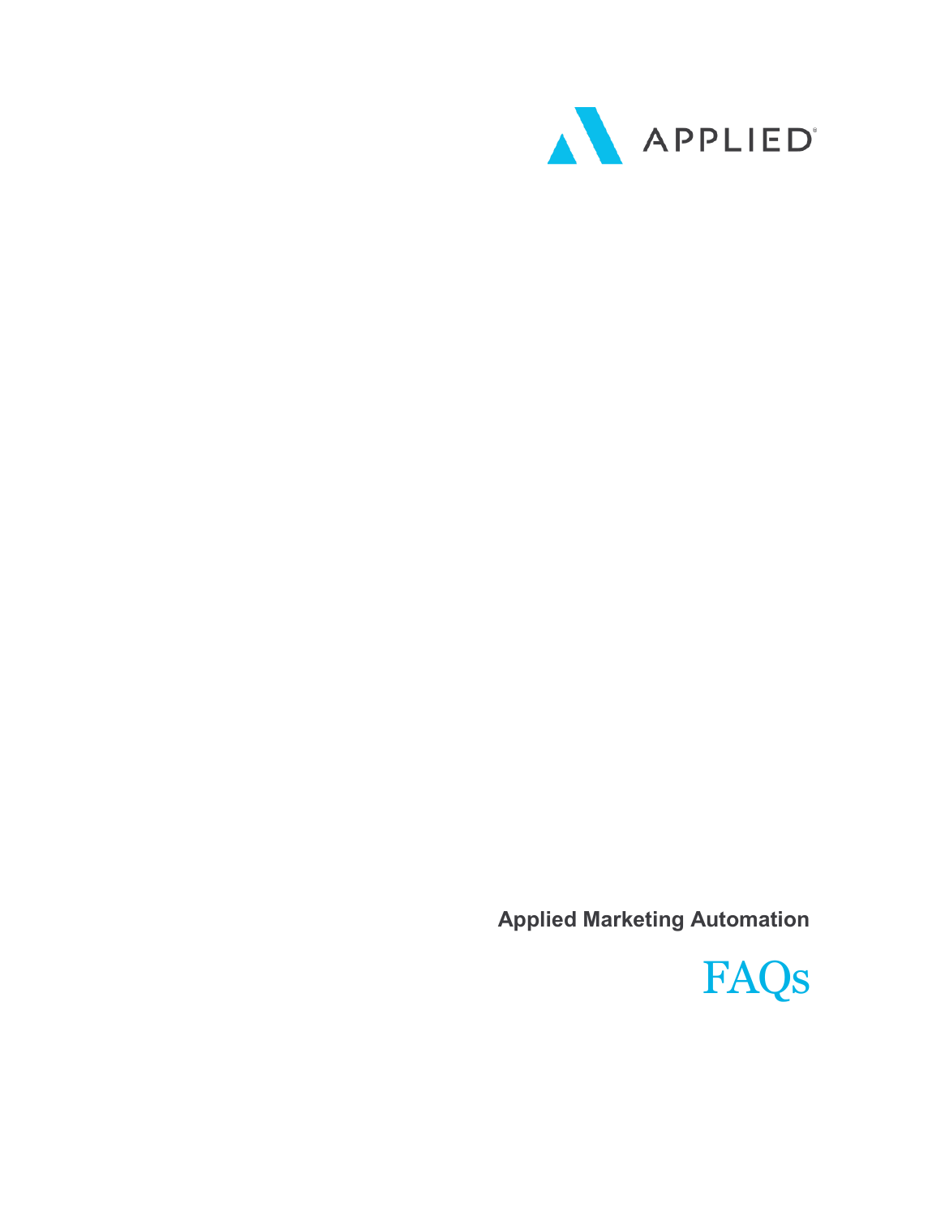APPLIED

**Applied Marketing Automation**

# FAQs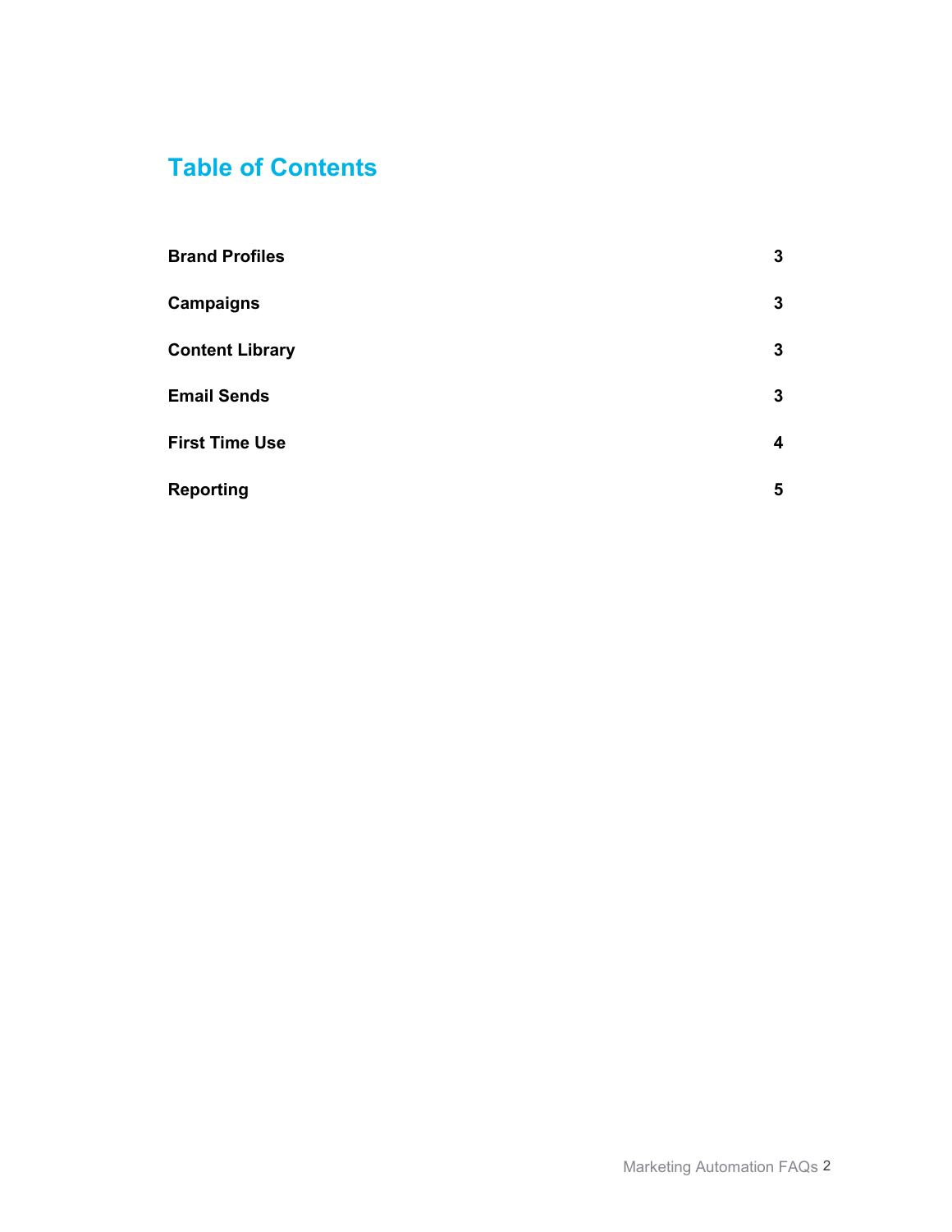# Table of Contents

| | |
|---|---|
| **Brand Profiles** | **3** |
| **Campaigns** | **3** |
| **Content Library** | **3** |
| **Email Sends** | **3** |
| **First Time Use** | **4** |
| **Reporting** | **5** |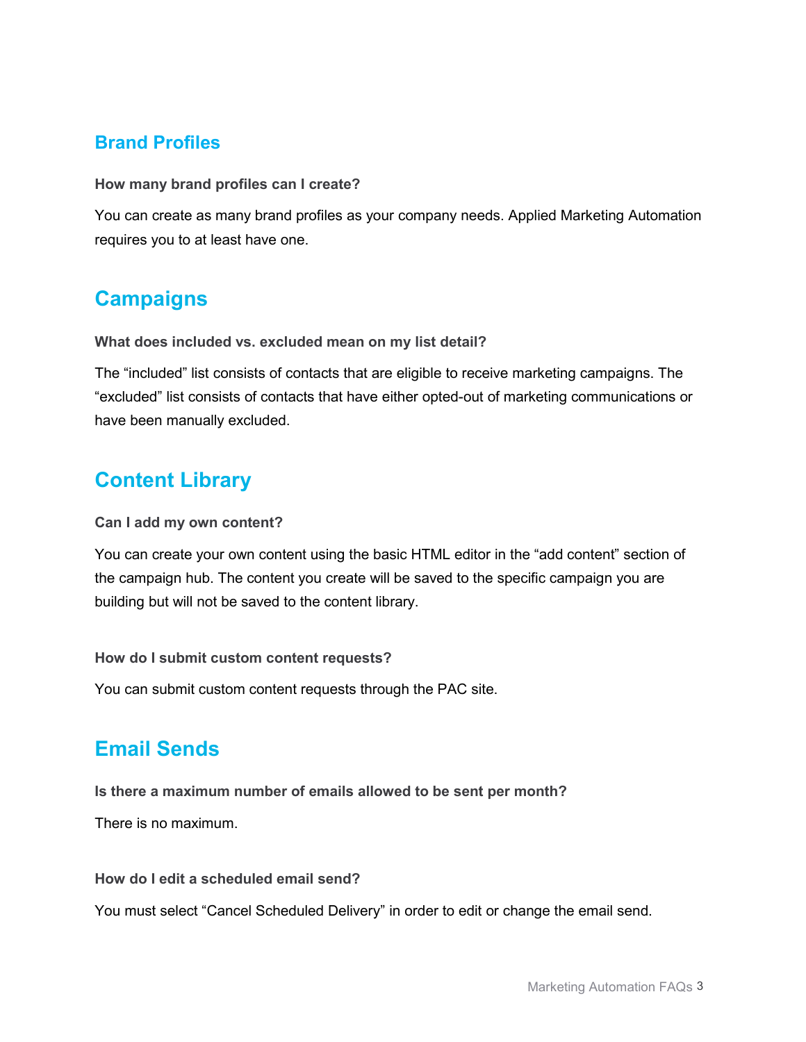## Brand Profiles

**How many brand profiles can I create?**

You can create as many brand profiles as your company needs. Applied Marketing Automation requires you to at least have one.

## Campaigns

**What does included vs. excluded mean on my list detail?**

The “included” list consists of contacts that are eligible to receive marketing campaigns. The “excluded” list consists of contacts that have either opted-out of marketing communications or have been manually excluded.

## Content Library

**Can I add my own content?**

You can create your own content using the basic HTML editor in the “add content” section of the campaign hub. The content you create will be saved to the specific campaign you are building but will not be saved to the content library.

**How do I submit custom content requests?**

You can submit custom content requests through the PAC site.

## Email Sends

**Is there a maximum number of emails allowed to be sent per month?**

There is no maximum.

**How do I edit a scheduled email send?**

You must select “Cancel Scheduled Delivery” in order to edit or change the email send.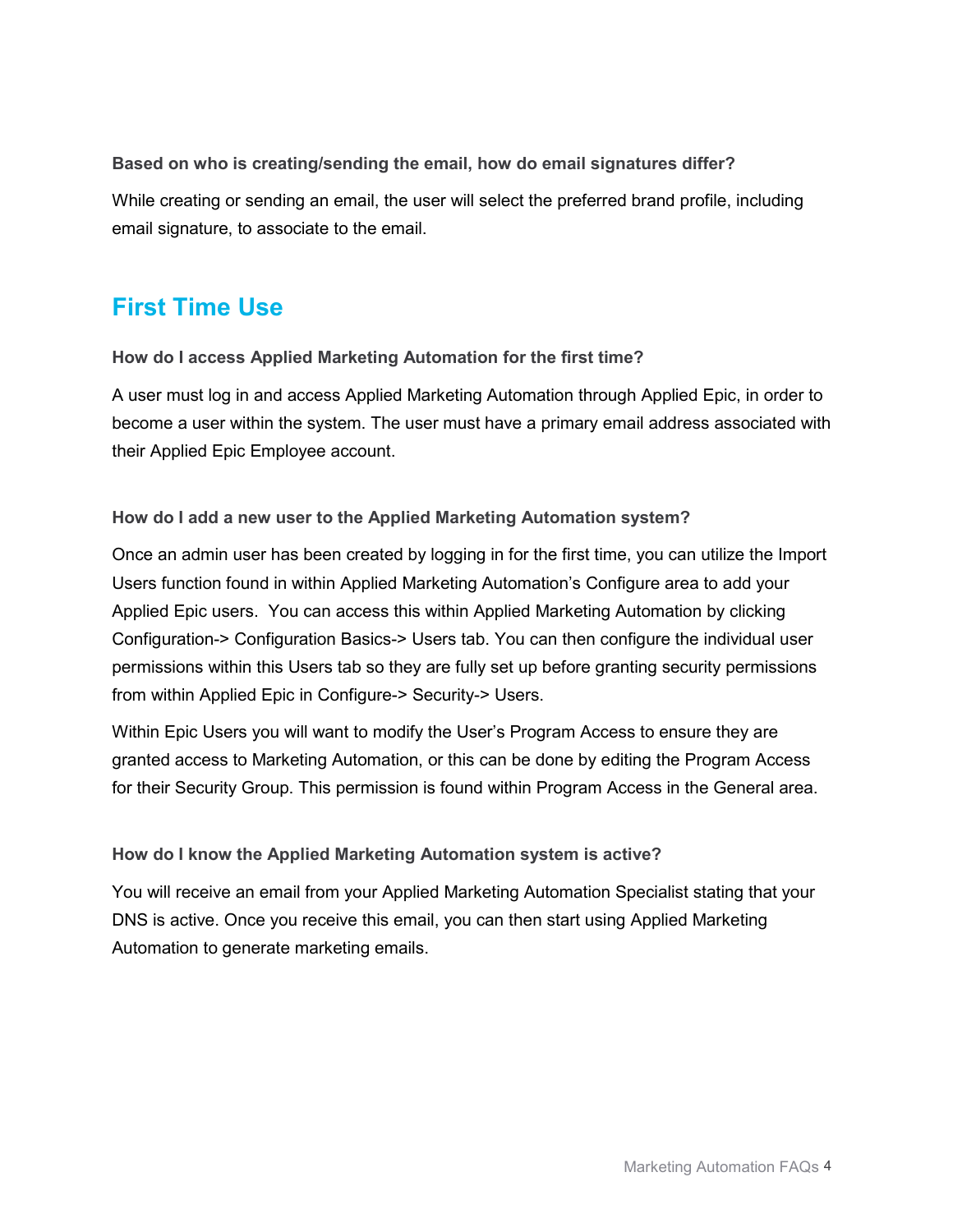**Based on who is creating/sending the email, how do email signatures differ?**

While creating or sending an email, the user will select the preferred brand profile, including email signature, to associate to the email.

## First Time Use

**How do I access Applied Marketing Automation for the first time?**

A user must log in and access Applied Marketing Automation through Applied Epic, in order to become a user within the system. The user must have a primary email address associated with their Applied Epic Employee account.

**How do I add a new user to the Applied Marketing Automation system?**

Once an admin user has been created by logging in for the first time, you can utilize the Import Users function found in within Applied Marketing Automation's Configure area to add your Applied Epic users. You can access this within Applied Marketing Automation by clicking Configuration-> Configuration Basics-> Users tab. You can then configure the individual user permissions within this Users tab so they are fully set up before granting security permissions from within Applied Epic in Configure-> Security-> Users.

Within Epic Users you will want to modify the User's Program Access to ensure they are granted access to Marketing Automation, or this can be done by editing the Program Access for their Security Group. This permission is found within Program Access in the General area.

**How do I know the Applied Marketing Automation system is active?**

You will receive an email from your Applied Marketing Automation Specialist stating that your DNS is active. Once you receive this email, you can then start using Applied Marketing Automation to generate marketing emails.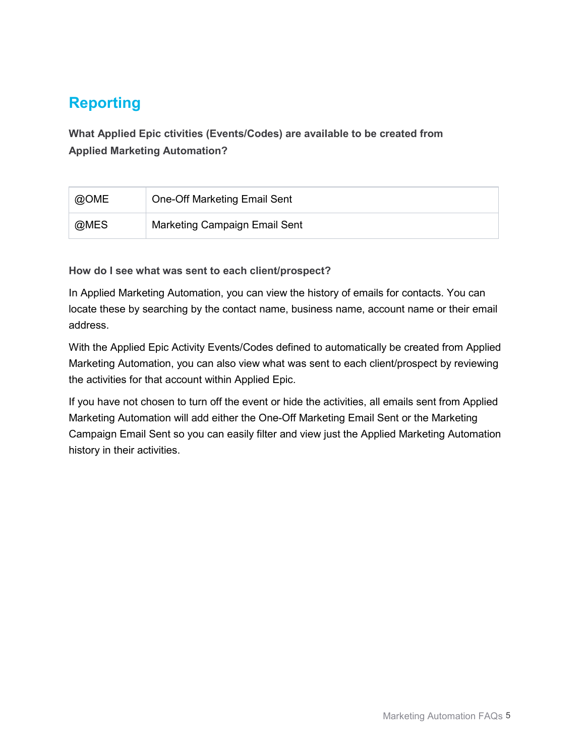## Reporting

**What Applied Epic ctivities (Events/Codes) are available to be created from Applied Marketing Automation?**

| | |
|---|---|
| @OME | One-Off Marketing Email Sent |
| @MES | Marketing Campaign Email Sent |

**How do I see what was sent to each client/prospect?**

In Applied Marketing Automation, you can view the history of emails for contacts. You can locate these by searching by the contact name, business name, account name or their email address.

With the Applied Epic Activity Events/Codes defined to automatically be created from Applied Marketing Automation, you can also view what was sent to each client/prospect by reviewing the activities for that account within Applied Epic.

If you have not chosen to turn off the event or hide the activities, all emails sent from Applied Marketing Automation will add either the One-Off Marketing Email Sent or the Marketing Campaign Email Sent so you can easily filter and view just the Applied Marketing Automation history in their activities.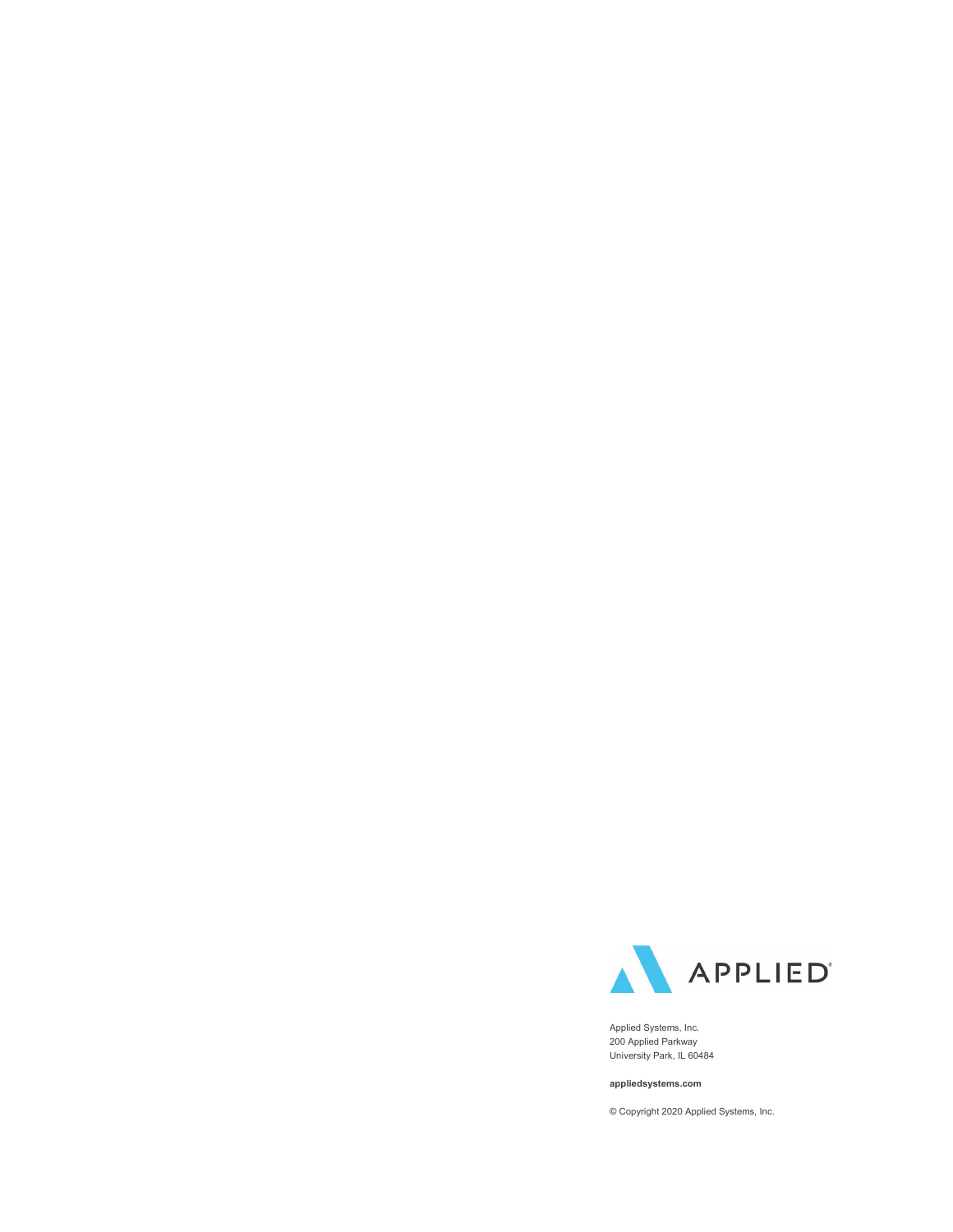APPLIED®

Applied Systems, Inc.
200 Applied Parkway
University Park, IL 60484

**appliedsystems.com**

© Copyright 2020 Applied Systems, Inc.